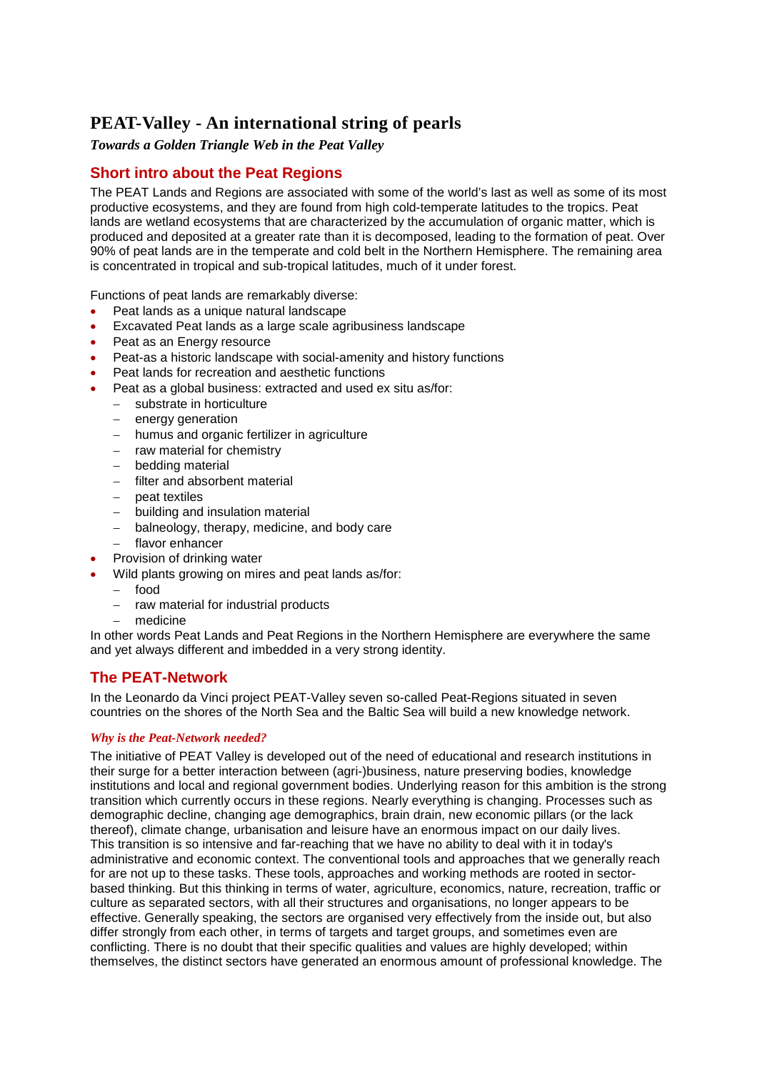# PEAT-Valley - An international string of pearls

***Towards a Golden Triangle Web in the Peat Valley***

## Short intro about the Peat Regions

The PEAT Lands and Regions are associated with some of the world's last as well as some of its most productive ecosystems, and they are found from high cold-temperate latitudes to the tropics. Peat lands are wetland ecosystems that are characterized by the accumulation of organic matter, which is produced and deposited at a greater rate than it is decomposed, leading to the formation of peat. Over 90% of peat lands are in the temperate and cold belt in the Northern Hemisphere. The remaining area is concentrated in tropical and sub-tropical latitudes, much of it under forest.

Functions of peat lands are remarkably diverse:

- Peat lands as a unique natural landscape
- Excavated Peat lands as a large scale agribusiness landscape
- Peat as an Energy resource
- Peat-as a historic landscape with social-amenity and history functions
- Peat lands for recreation and aesthetic functions
- Peat as a global business: extracted and used ex situ as/for:
  - substrate in horticulture
  - energy generation
  - humus and organic fertilizer in agriculture
  - raw material for chemistry
  - bedding material
  - filter and absorbent material
  - peat textiles
  - building and insulation material
  - balneology, therapy, medicine, and body care
  - flavor enhancer
- Provision of drinking water
- Wild plants growing on mires and peat lands as/for:
  - food
  - raw material for industrial products
  - medicine

In other words Peat Lands and Peat Regions in the Northern Hemisphere are everywhere the same and yet always different and imbedded in a very strong identity.

## The PEAT-Network

In the Leonardo da Vinci project PEAT-Valley seven so-called Peat-Regions situated in seven countries on the shores of the North Sea and the Baltic Sea will build a new knowledge network.

#### *Why is the Peat-Network needed?*

The initiative of PEAT Valley is developed out of the need of educational and research institutions in their surge for a better interaction between (agri-)business, nature preserving bodies, knowledge institutions and local and regional government bodies. Underlying reason for this ambition is the strong transition which currently occurs in these regions. Nearly everything is changing. Processes such as demographic decline, changing age demographics, brain drain, new economic pillars (or the lack thereof), climate change, urbanisation and leisure have an enormous impact on our daily lives. This transition is so intensive and far-reaching that we have no ability to deal with it in today's administrative and economic context. The conventional tools and approaches that we generally reach for are not up to these tasks. These tools, approaches and working methods are rooted in sector-based thinking. But this thinking in terms of water, agriculture, economics, nature, recreation, traffic or culture as separated sectors, with all their structures and organisations, no longer appears to be effective. Generally speaking, the sectors are organised very effectively from the inside out, but also differ strongly from each other, in terms of targets and target groups, and sometimes even are conflicting. There is no doubt that their specific qualities and values are highly developed; within themselves, the distinct sectors have generated an enormous amount of professional knowledge. The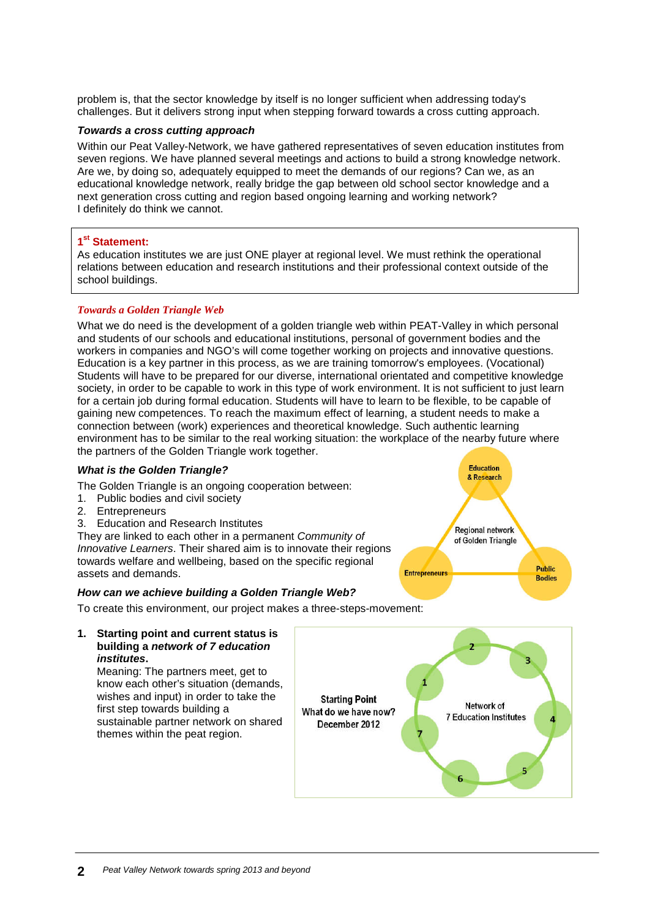problem is, that the sector knowledge by itself is no longer sufficient when addressing today's challenges. But it delivers strong input when stepping forward towards a cross cutting approach.

### *Towards a cross cutting approach*

Within our Peat Valley-Network, we have gathered representatives of seven education institutes from seven regions. We have planned several meetings and actions to build a strong knowledge network. Are we, by doing so, adequately equipped to meet the demands of our regions? Can we, as an educational knowledge network, really bridge the gap between old school sector knowledge and a next generation cross cutting and region based ongoing learning and working network?
I definitely do think we cannot.

> **1st Statement:**
> As education institutes we are just ONE player at regional level. We must rethink the operational relations between education and research institutions and their professional context outside of the school buildings.

### *Towards a Golden Triangle Web*

What we do need is the development of a golden triangle web within PEAT-Valley in which personal and students of our schools and educational institutions, personal of government bodies and the workers in companies and NGO's will come together working on projects and innovative questions. Education is a key partner in this process, as we are training tomorrow's employees. (Vocational) Students will have to be prepared for our diverse, international orientated and competitive knowledge society, in order to be capable to work in this type of work environment. It is not sufficient to just learn for a certain job during formal education. Students will have to learn to be flexible, to be capable of gaining new competences. To reach the maximum effect of learning, a student needs to make a connection between (work) experiences and theoretical knowledge. Such authentic learning environment has to be similar to the real working situation: the workplace of the nearby future where the partners of the Golden Triangle work together.

### *What is the Golden Triangle?*

The Golden Triangle is an ongoing cooperation between:

1. Public bodies and civil society
2. Entrepreneurs
3. Education and Research Institutes

They are linked to each other in a permanent *Community of Innovative Learners*. Their shared aim is to innovate their regions towards welfare and wellbeing, based on the specific regional assets and demands.

Education & Research — Regional network of Golden Triangle — Entrepreneurs — Public Bodies

### *How can we achieve building a Golden Triangle Web?*

To create this environment, our project makes a three-steps-movement:

1. **Starting point and current status is building a *network of 7 education institutes*.**
   Meaning: The partners meet, get to know each other's situation (demands, wishes and input) in order to take the first step towards building a sustainable partner network on shared themes within the peat region.

Starting Point
What do we have now?
December 2012

Network of
7 Education Institutes

1, 2, 3, 4, 5, 6, 7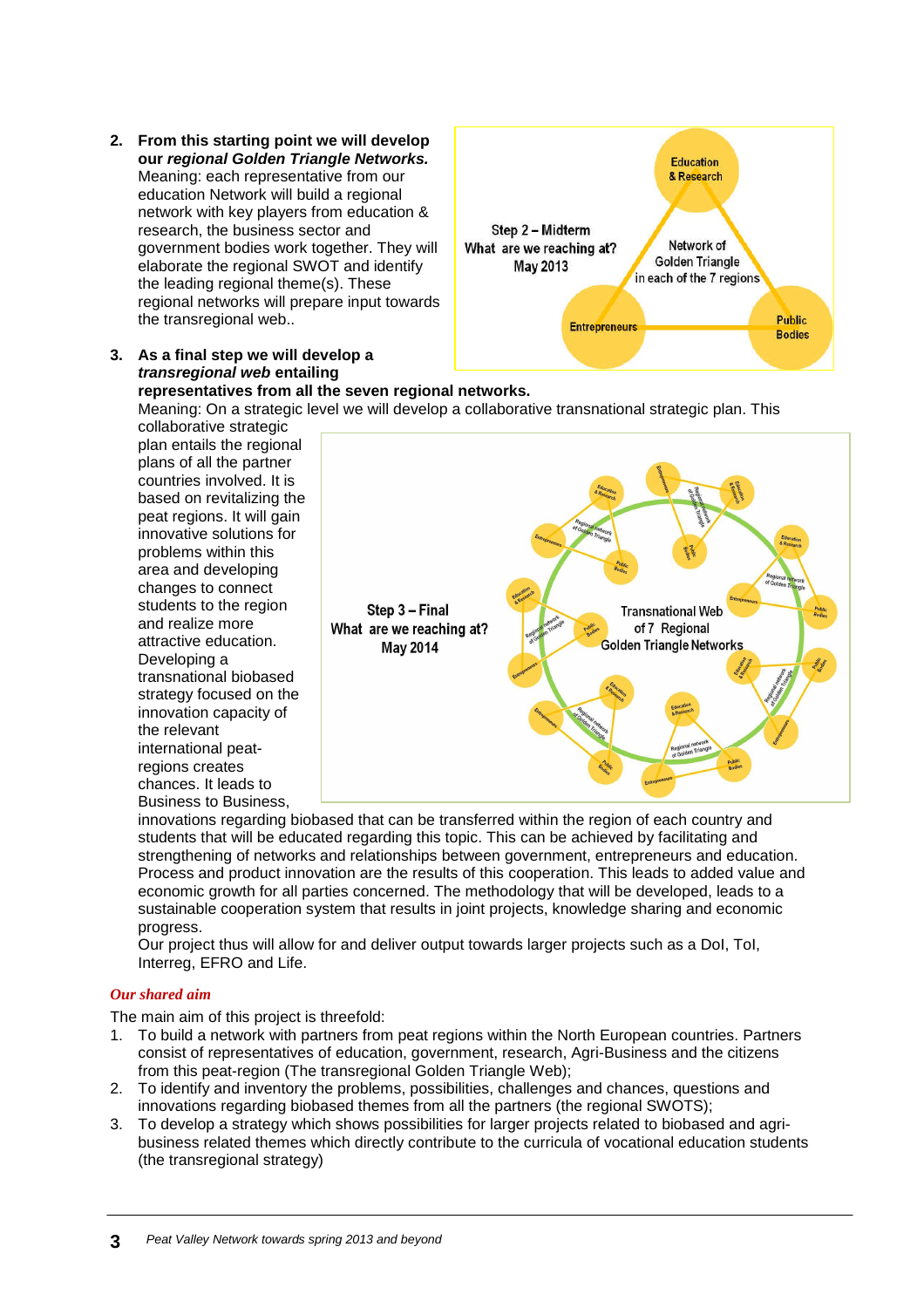2. **From this starting point we will develop our *regional Golden Triangle Networks.*** Meaning: each representative from our education Network will build a regional network with key players from education & research, the business sector and government bodies work together. They will elaborate the regional SWOT and identify the leading regional theme(s). These regional networks will prepare input towards the transregional web..

3. **As a final step we will develop a *transregional web* entailing representatives from all the seven regional networks.** Meaning: On a strategic level we will develop a collaborative transnational strategic plan. This collaborative strategic plan entails the regional plans of all the partner countries involved. It is based on revitalizing the peat regions. It will gain innovative solutions for problems within this area and developing changes to connect students to the region and realize more attractive education. Developing a transnational biobased strategy focused on the innovation capacity of the relevant international peat-regions creates chances. It leads to Business to Business, innovations regarding biobased that can be transferred within the region of each country and students that will be educated regarding this topic. This can be achieved by facilitating and strengthening of networks and relationships between government, entrepreneurs and education. Process and product innovation are the results of this cooperation. This leads to added value and economic growth for all parties concerned. The methodology that will be developed, leads to a sustainable cooperation system that results in joint projects, knowledge sharing and economic progress.
   Our project thus will allow for and deliver output towards larger projects such as a DoI, ToI, Interreg, EFRO and Life.

### *Our shared aim*

The main aim of this project is threefold:

1. To build a network with partners from peat regions within the North European countries. Partners consist of representatives of education, government, research, Agri-Business and the citizens from this peat-region (The transregional Golden Triangle Web);
2. To identify and inventory the problems, possibilities, challenges and chances, questions and innovations regarding biobased themes from all the partners (the regional SWOTS);
3. To develop a strategy which shows possibilities for larger projects related to biobased and agri-business related themes which directly contribute to the curricula of vocational education students (the transregional strategy)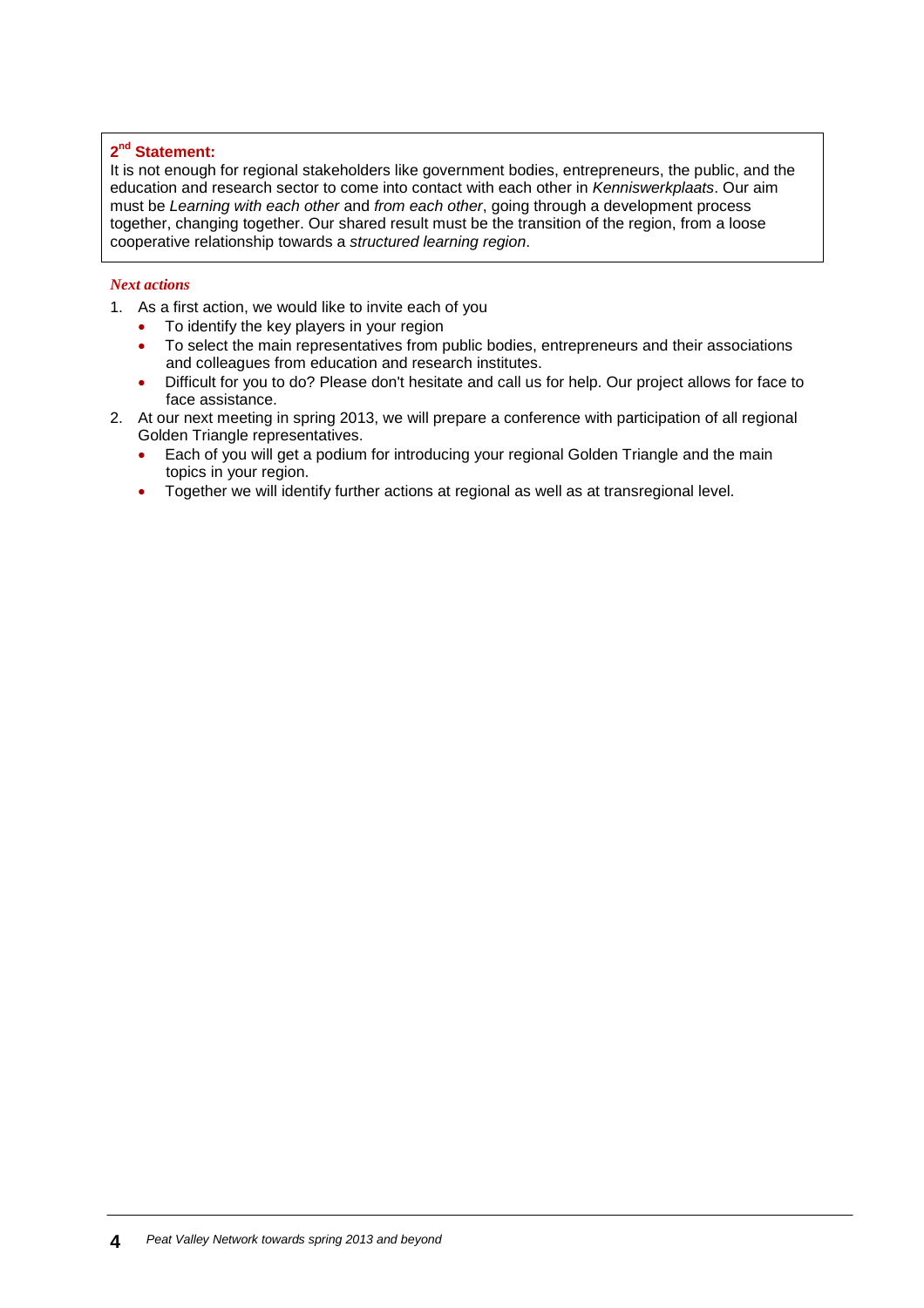**2nd Statement:**

It is not enough for regional stakeholders like government bodies, entrepreneurs, the public, and the education and research sector to come into contact with each other in *Kenniswerkplaats*. Our aim must be *Learning with each other* and *from each other*, going through a development process together, changing together. Our shared result must be the transition of the region, from a loose cooperative relationship towards a *structured learning region*.

***Next actions***

1. As a first action, we would like to invite each of you
   - To identify the key players in your region
   - To select the main representatives from public bodies, entrepreneurs and their associations and colleagues from education and research institutes.
   - Difficult for you to do? Please don't hesitate and call us for help. Our project allows for face to face assistance.
2. At our next meeting in spring 2013, we will prepare a conference with participation of all regional Golden Triangle representatives.
   - Each of you will get a podium for introducing your regional Golden Triangle and the main topics in your region.
   - Together we will identify further actions at regional as well as at transregional level.